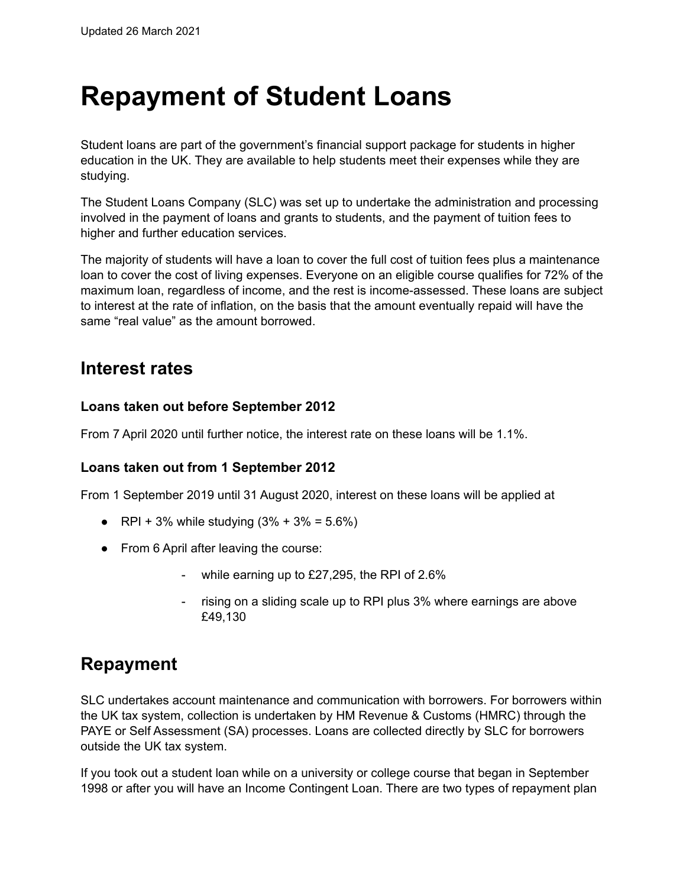Updated 26 March 2021

# Repayment of Student Loans

Student loans are part of the government's financial support package for students in higher education in the UK. They are available to help students meet their expenses while they are studying.

The Student Loans Company (SLC) was set up to undertake the administration and processing involved in the payment of loans and grants to students, and the payment of tuition fees to higher and further education services.

The majority of students will have a loan to cover the full cost of tuition fees plus a maintenance loan to cover the cost of living expenses. Everyone on an eligible course qualifies for 72% of the maximum loan, regardless of income, and the rest is income-assessed. These loans are subject to interest at the rate of inflation, on the basis that the amount eventually repaid will have the same "real value" as the amount borrowed.

## Interest rates

### Loans taken out before September 2012

From 7 April 2020 until further notice, the interest rate on these loans will be 1.1%.

### Loans taken out from 1 September 2012

From 1 September 2019 until 31 August 2020, interest on these loans will be applied at

- RPI + 3% while studying (3% + 3% = 5.6%)
- From 6 April after leaving the course:
    - while earning up to £27,295, the RPI of 2.6%
    - rising on a sliding scale up to RPI plus 3% where earnings are above £49,130

## Repayment

SLC undertakes account maintenance and communication with borrowers. For borrowers within the UK tax system, collection is undertaken by HM Revenue & Customs (HMRC) through the PAYE or Self Assessment (SA) processes. Loans are collected directly by SLC for borrowers outside the UK tax system.

If you took out a student loan while on a university or college course that began in September 1998 or after you will have an Income Contingent Loan. There are two types of repayment plan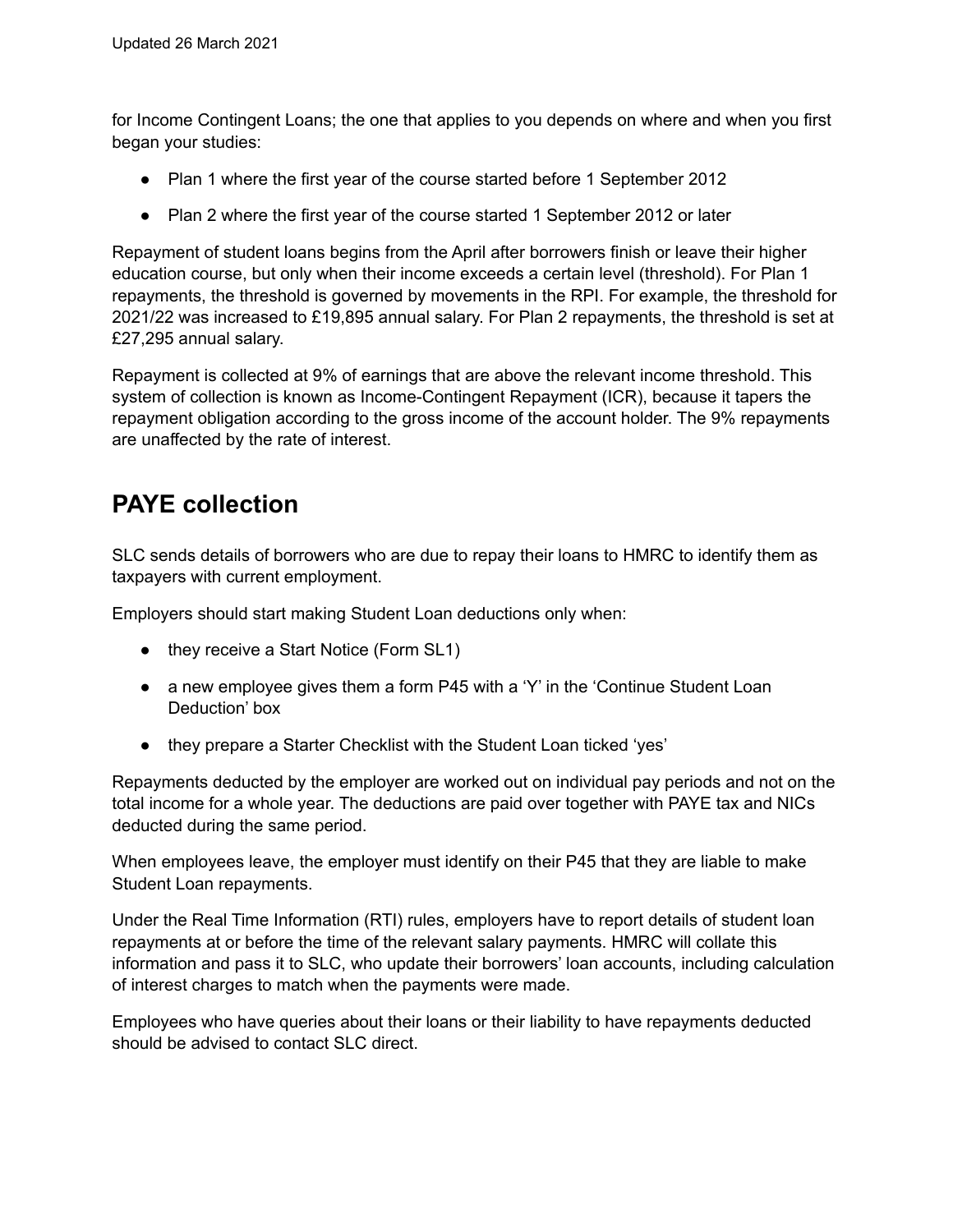for Income Contingent Loans; the one that applies to you depends on where and when you first began your studies:

- Plan 1 where the first year of the course started before 1 September 2012
- Plan 2 where the first year of the course started 1 September 2012 or later

Repayment of student loans begins from the April after borrowers finish or leave their higher education course, but only when their income exceeds a certain level (threshold). For Plan 1 repayments, the threshold is governed by movements in the RPI. For example, the threshold for 2021/22 was increased to £19,895 annual salary. For Plan 2 repayments, the threshold is set at £27,295 annual salary.

Repayment is collected at 9% of earnings that are above the relevant income threshold. This system of collection is known as Income-Contingent Repayment (ICR), because it tapers the repayment obligation according to the gross income of the account holder. The 9% repayments are unaffected by the rate of interest.

## PAYE collection

SLC sends details of borrowers who are due to repay their loans to HMRC to identify them as taxpayers with current employment.

Employers should start making Student Loan deductions only when:

- they receive a Start Notice (Form SL1)
- a new employee gives them a form P45 with a 'Y' in the 'Continue Student Loan Deduction' box
- they prepare a Starter Checklist with the Student Loan ticked 'yes'

Repayments deducted by the employer are worked out on individual pay periods and not on the total income for a whole year. The deductions are paid over together with PAYE tax and NICs deducted during the same period.

When employees leave, the employer must identify on their P45 that they are liable to make Student Loan repayments.

Under the Real Time Information (RTI) rules, employers have to report details of student loan repayments at or before the time of the relevant salary payments. HMRC will collate this information and pass it to SLC, who update their borrowers' loan accounts, including calculation of interest charges to match when the payments were made.

Employees who have queries about their loans or their liability to have repayments deducted should be advised to contact SLC direct.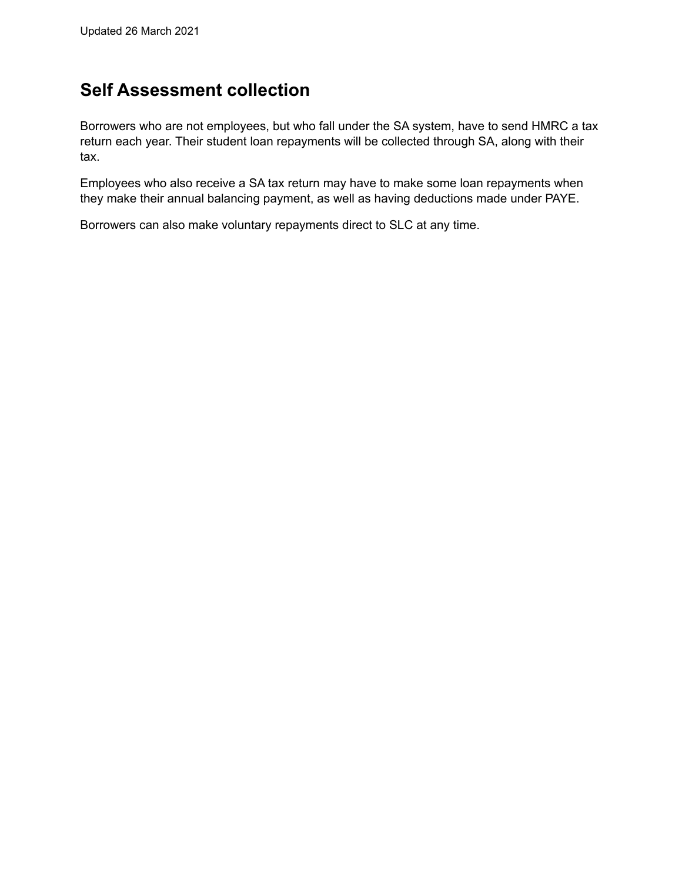Updated 26 March 2021

## Self Assessment collection

Borrowers who are not employees, but who fall under the SA system, have to send HMRC a tax return each year. Their student loan repayments will be collected through SA, along with their tax.

Employees who also receive a SA tax return may have to make some loan repayments when they make their annual balancing payment, as well as having deductions made under PAYE.

Borrowers can also make voluntary repayments direct to SLC at any time.